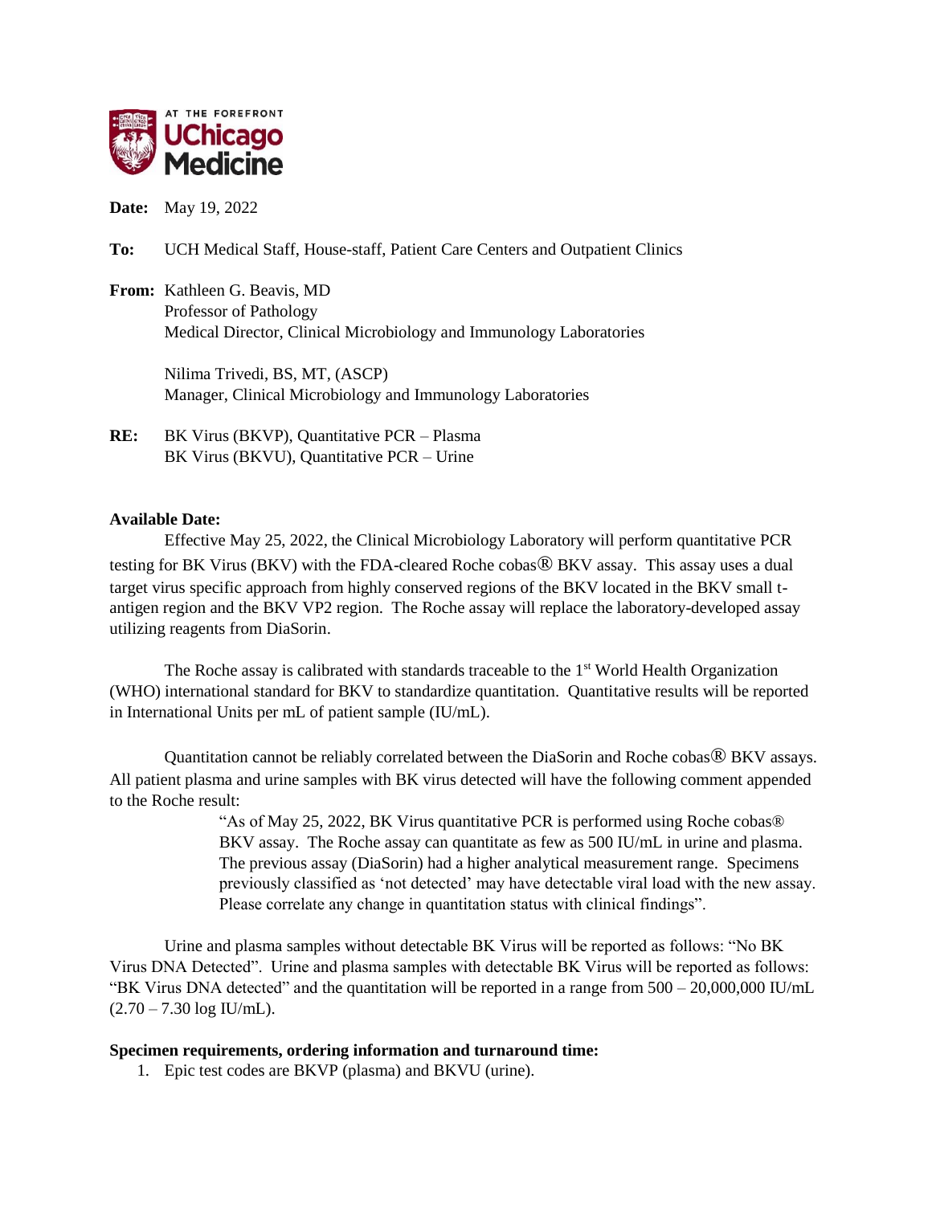**Date:** May 19, 2022

**To:** UCH Medical Staff, House-staff, Patient Care Centers and Outpatient Clinics

**From:** Kathleen G. Beavis, MD
Professor of Pathology
Medical Director, Clinical Microbiology and Immunology Laboratories

Nilima Trivedi, BS, MT, (ASCP)
Manager, Clinical Microbiology and Immunology Laboratories

**RE:** BK Virus (BKVP), Quantitative PCR – Plasma
BK Virus (BKVU), Quantitative PCR – Urine

**Available Date:**

Effective May 25, 2022, the Clinical Microbiology Laboratory will perform quantitative PCR testing for BK Virus (BKV) with the FDA-cleared Roche cobas® BKV assay. This assay uses a dual target virus specific approach from highly conserved regions of the BKV located in the BKV small t-antigen region and the BKV VP2 region. The Roche assay will replace the laboratory-developed assay utilizing reagents from DiaSorin.

The Roche assay is calibrated with standards traceable to the 1st World Health Organization (WHO) international standard for BKV to standardize quantitation. Quantitative results will be reported in International Units per mL of patient sample (IU/mL).

Quantitation cannot be reliably correlated between the DiaSorin and Roche cobas® BKV assays. All patient plasma and urine samples with BK virus detected will have the following comment appended to the Roche result:

> "As of May 25, 2022, BK Virus quantitative PCR is performed using Roche cobas® BKV assay. The Roche assay can quantitate as few as 500 IU/mL in urine and plasma. The previous assay (DiaSorin) had a higher analytical measurement range. Specimens previously classified as 'not detected' may have detectable viral load with the new assay. Please correlate any change in quantitation status with clinical findings".

Urine and plasma samples without detectable BK Virus will be reported as follows: "No BK Virus DNA Detected". Urine and plasma samples with detectable BK Virus will be reported as follows: "BK Virus DNA detected" and the quantitation will be reported in a range from 500 – 20,000,000 IU/mL (2.70 – 7.30 log IU/mL).

**Specimen requirements, ordering information and turnaround time:**

1. Epic test codes are BKVP (plasma) and BKVU (urine).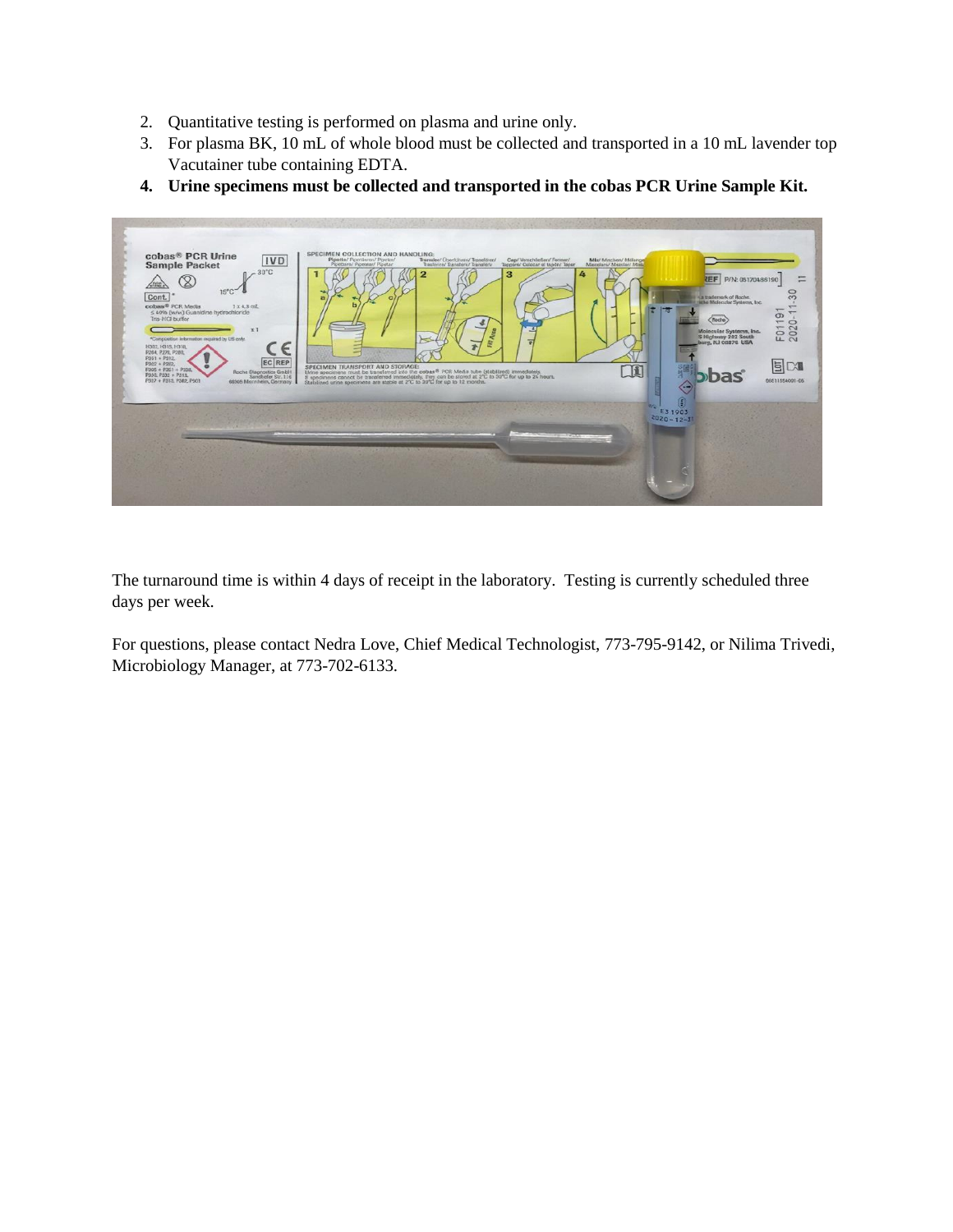2. Quantitative testing is performed on plasma and urine only.
3. For plasma BK, 10 mL of whole blood must be collected and transported in a 10 mL lavender top Vacutainer tube containing EDTA.
4. **Urine specimens must be collected and transported in the cobas PCR Urine Sample Kit.**

The turnaround time is within 4 days of receipt in the laboratory. Testing is currently scheduled three days per week.

For questions, please contact Nedra Love, Chief Medical Technologist, 773-795-9142, or Nilima Trivedi, Microbiology Manager, at 773-702-6133.